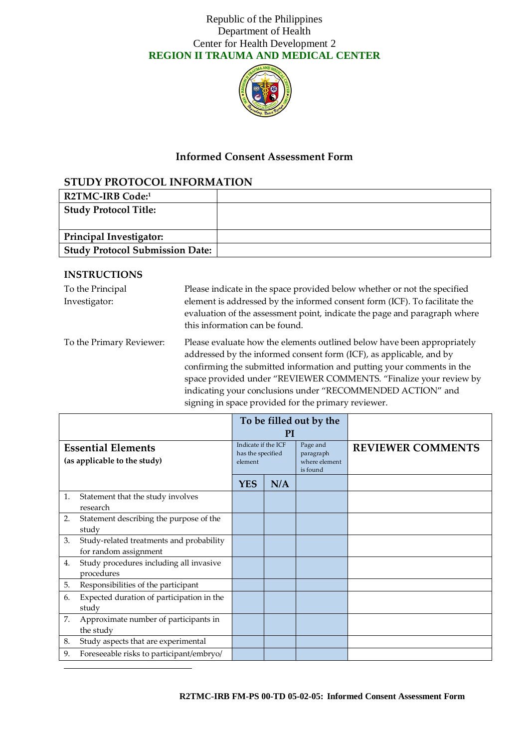Republic of the Philippines
Department of Health
Center for Health Development 2
**REGION II TRAUMA AND MEDICAL CENTER**

## Informed Consent Assessment Form

## STUDY PROTOCOL INFORMATION

| | |
|---|---|
| **R2TMC-IRB Code:**[1] | |
| **Study Protocol Title:** | |
| **Principal Investigator:** | |
| **Study Protocol Submission Date:** | |

### INSTRUCTIONS

| | |
|---|---|
| To the Principal Investigator: | Please indicate in the space provided below whether or not the specified element is addressed by the informed consent form (ICF). To facilitate the evaluation of the assessment point, indicate the page and paragraph where this information can be found. |
| To the Primary Reviewer: | Please evaluate how the elements outlined below have been appropriately addressed by the informed consent form (ICF), as applicable, and by confirming the submitted information and putting your comments in the space provided under "REVIEWER COMMENTS. "Finalize your review by indicating your conclusions under "RECOMMENDED ACTION" and signing in space provided for the primary reviewer. |

| | **To be filled out by the PI** | | | |
|---|---|---|---|---|
| **Essential Elements** (as applicable to the study) | Indicate if the ICF has the specified element | | Page and paragraph where element is found | **REVIEWER COMMENTS** |
| | **YES** | **N/A** | | |
| 1. Statement that the study involves research | | | | |
| 2. Statement describing the purpose of the study | | | | |
| 3. Study-related treatments and probability for random assignment | | | | |
| 4. Study procedures including all invasive procedures | | | | |
| 5. Responsibilities of the participant | | | | |
| 6. Expected duration of participation in the study | | | | |
| 7. Approximate number of participants in the study | | | | |
| 8. Study aspects that are experimental | | | | |
| 9. Foreseeable risks to participant/embryo/ | | | | |

R2TMC-IRB FM-PS 00-TD 05-02-05: Informed Consent Assessment Form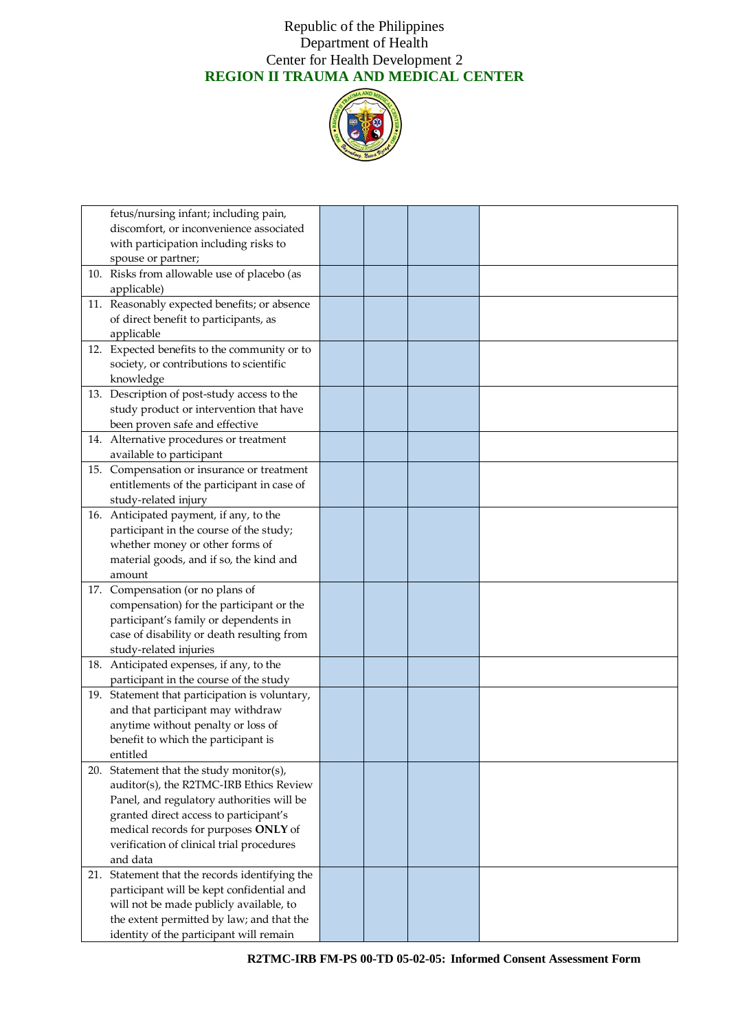| | | | | |
|---|---|---|---|---|
| fetus/nursing infant; including pain, discomfort, or inconvenience associated with participation including risks to spouse or partner; | | | | |
| 10. Risks from allowable use of placebo (as applicable) | | | | |
| 11. Reasonably expected benefits; or absence of direct benefit to participants, as applicable | | | | |
| 12. Expected benefits to the community or to society, or contributions to scientific knowledge | | | | |
| 13. Description of post-study access to the study product or intervention that have been proven safe and effective | | | | |
| 14. Alternative procedures or treatment available to participant | | | | |
| 15. Compensation or insurance or treatment entitlements of the participant in case of study-related injury | | | | |
| 16. Anticipated payment, if any, to the participant in the course of the study; whether money or other forms of material goods, and if so, the kind and amount | | | | |
| 17. Compensation (or no plans of compensation) for the participant or the participant's family or dependents in case of disability or death resulting from study-related injuries | | | | |
| 18. Anticipated expenses, if any, to the participant in the course of the study | | | | |
| 19. Statement that participation is voluntary, and that participant may withdraw anytime without penalty or loss of benefit to which the participant is entitled | | | | |
| 20. Statement that the study monitor(s), auditor(s), the R2TMC-IRB Ethics Review Panel, and regulatory authorities will be granted direct access to participant's medical records for purposes **ONLY** of verification of clinical trial procedures and data | | | | |
| 21. Statement that the records identifying the participant will be kept confidential and will not be made publicly available, to the extent permitted by law; and that the identity of the participant will remain | | | | |

**R2TMC-IRB FM-PS 00-TD 05-02-05: Informed Consent Assessment Form**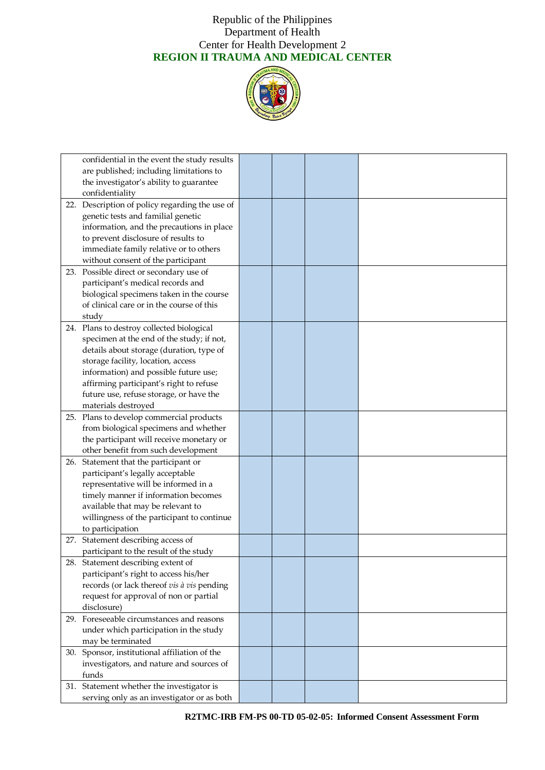Republic of the Philippines
Department of Health
Center for Health Development 2
**REGION II TRAUMA AND MEDICAL CENTER**

| | | | | |
|---|---|---|---|---|
| confidential in the event the study results are published; including limitations to the investigator's ability to guarantee confidentiality | | | | |
| 22. Description of policy regarding the use of genetic tests and familial genetic information, and the precautions in place to prevent disclosure of results to immediate family relative or to others without consent of the participant | | | | |
| 23. Possible direct or secondary use of participant's medical records and biological specimens taken in the course of clinical care or in the course of this study | | | | |
| 24. Plans to destroy collected biological specimen at the end of the study; if not, details about storage (duration, type of storage facility, location, access information) and possible future use; affirming participant's right to refuse future use, refuse storage, or have the materials destroyed | | | | |
| 25. Plans to develop commercial products from biological specimens and whether the participant will receive monetary or other benefit from such development | | | | |
| 26. Statement that the participant or participant's legally acceptable representative will be informed in a timely manner if information becomes available that may be relevant to willingness of the participant to continue to participation | | | | |
| 27. Statement describing access of participant to the result of the study | | | | |
| 28. Statement describing extent of participant's right to access his/her records (or lack thereof *vis à vis* pending request for approval of non or partial disclosure) | | | | |
| 29. Foreseeable circumstances and reasons under which participation in the study may be terminated | | | | |
| 30. Sponsor, institutional affiliation of the investigators, and nature and sources of funds | | | | |
| 31. Statement whether the investigator is serving only as an investigator or as both | | | | |

**R2TMC-IRB FM-PS 00-TD 05-02-05: Informed Consent Assessment Form**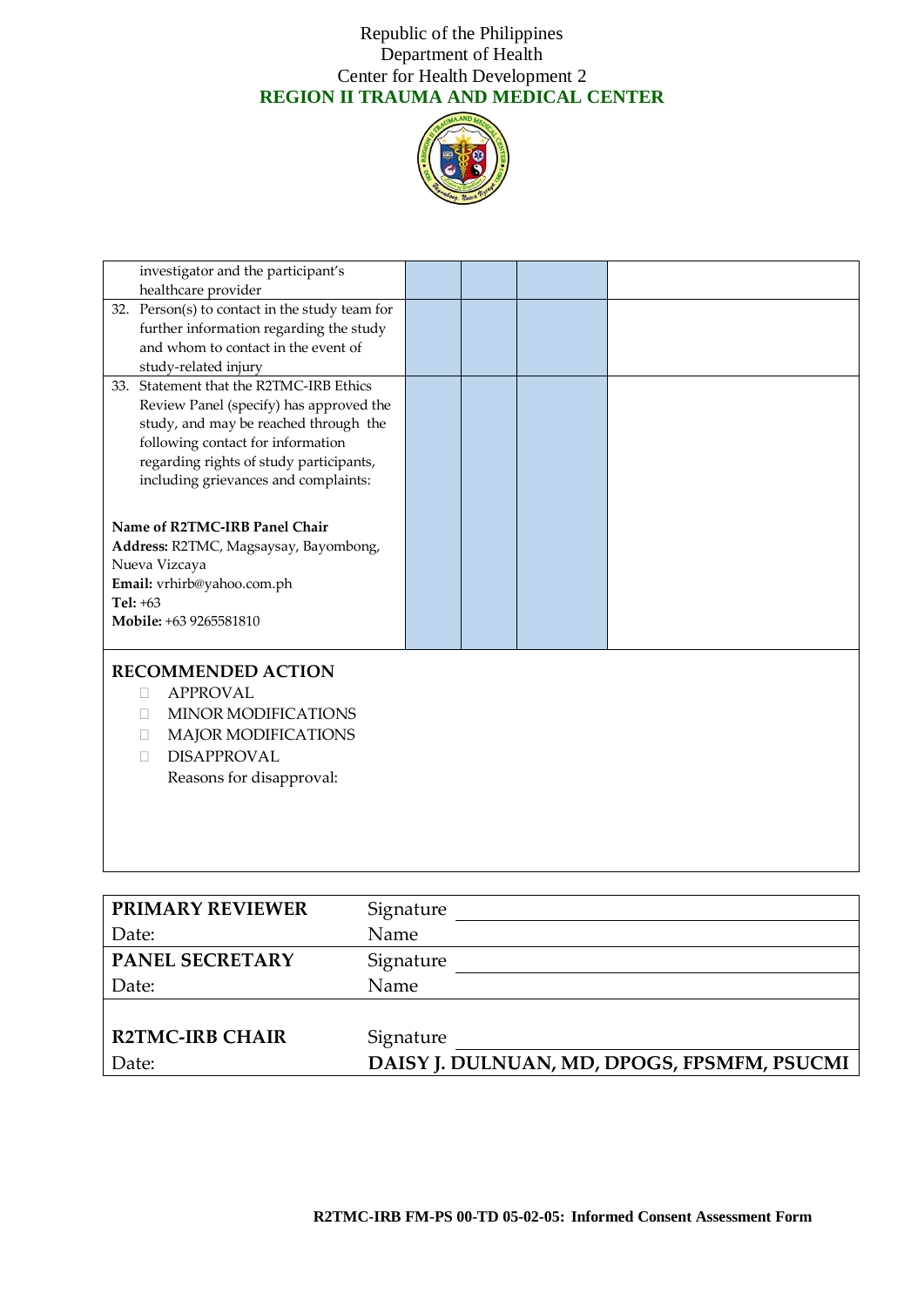Republic of the Philippines
Department of Health
Center for Health Development 2
**REGION II TRAUMA AND MEDICAL CENTER**

| | | | | |
|---|---|---|---|---|
| investigator and the participant's healthcare provider | | | | |
| 32. Person(s) to contact in the study team for further information regarding the study and whom to contact in the event of study-related injury | | | | |
| 33. Statement that the R2TMC-IRB Ethics Review Panel (specify) has approved the study, and may be reached through the following contact for information regarding rights of study participants, including grievances and complaints:<br><br>**Name of R2TMC-IRB Panel Chair**<br>**Address:** R2TMC, Magsaysay, Bayombong, Nueva Vizcaya<br>**Email:** vrhirb@yahoo.com.ph<br>**Tel:** +63<br>**Mobile:** +63 9265581810 | | | | |

**RECOMMENDED ACTION**

- ☐ APPROVAL
- ☐ MINOR MODIFICATIONS
- ☐ MAJOR MODIFICATIONS
- ☐ DISAPPROVAL

  Reasons for disapproval:

| | | |
|---|---|---|
| **PRIMARY REVIEWER** | Signature | |
| Date: | Name | |
| **PANEL SECRETARY** | Signature | |
| Date: | Name | |
| **R2TMC-IRB CHAIR** | Signature | |
| Date: | **DAISY J. DULNUAN, MD, DPOGS, FPSMFM, PSUCMI** | |

**R2TMC-IRB FM-PS 00-TD 05-02-05: Informed Consent Assessment Form**